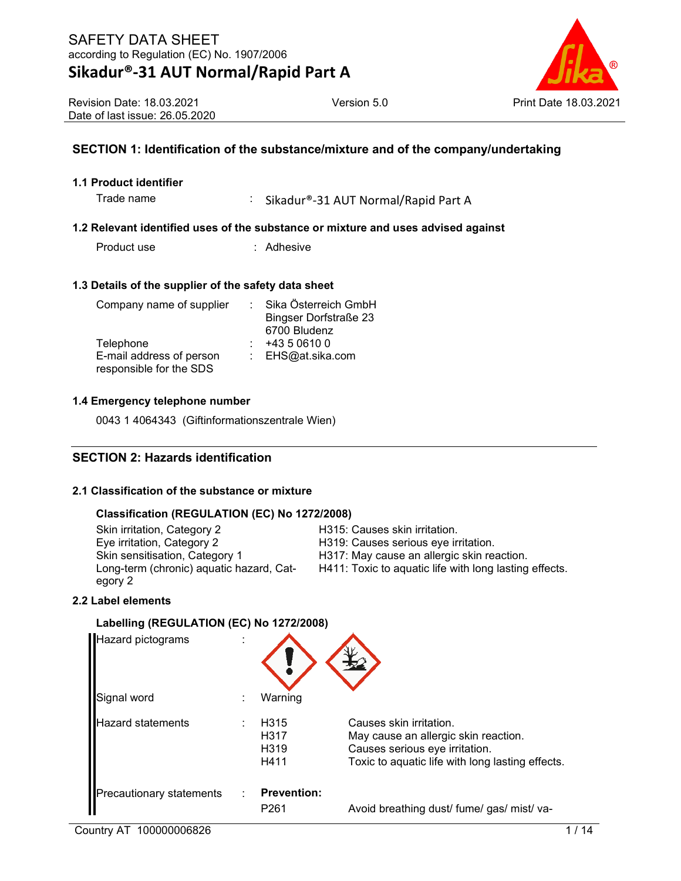# SAFETY DATA SHEET

according to Regulation (EC) No. 1907/2006

## Sikadur®-31 AUT Normal/Rapid Part A

Revision Date: 18.03.2021
Date of last issue: 26.05.2020

Version 5.0

Print Date 18.03.2021

## SECTION 1: Identification of the substance/mixture and of the company/undertaking

### 1.1 Product identifier

Trade name : Sikadur®-31 AUT Normal/Rapid Part A

### 1.2 Relevant identified uses of the substance or mixture and uses advised against

Product use : Adhesive

### 1.3 Details of the supplier of the safety data sheet

Company name of supplier : Sika Österreich GmbH
Bingser Dorfstraße 23
6700 Bludenz

Telephone : +43 5 0610 0

E-mail address of person responsible for the SDS : EHS@at.sika.com

### 1.4 Emergency telephone number

0043 1 4064343 (Giftinformationszentrale Wien)

## SECTION 2: Hazards identification

### 2.1 Classification of the substance or mixture

**Classification (REGULATION (EC) No 1272/2008)**

| | |
|---|---|
| Skin irritation, Category 2 | H315: Causes skin irritation. |
| Eye irritation, Category 2 | H319: Causes serious eye irritation. |
| Skin sensitisation, Category 1 | H317: May cause an allergic skin reaction. |
| Long-term (chronic) aquatic hazard, Category 2 | H411: Toxic to aquatic life with long lasting effects. |

### 2.2 Label elements

**Labelling (REGULATION (EC) No 1272/2008)**

Hazard pictograms :

Signal word : Warning

Hazard statements :

| | |
|---|---|
| H315 | Causes skin irritation. |
| H317 | May cause an allergic skin reaction. |
| H319 | Causes serious eye irritation. |
| H411 | Toxic to aquatic life with long lasting effects. |

Precautionary statements :

**Prevention:**

P261 Avoid breathing dust/ fume/ gas/ mist/ va-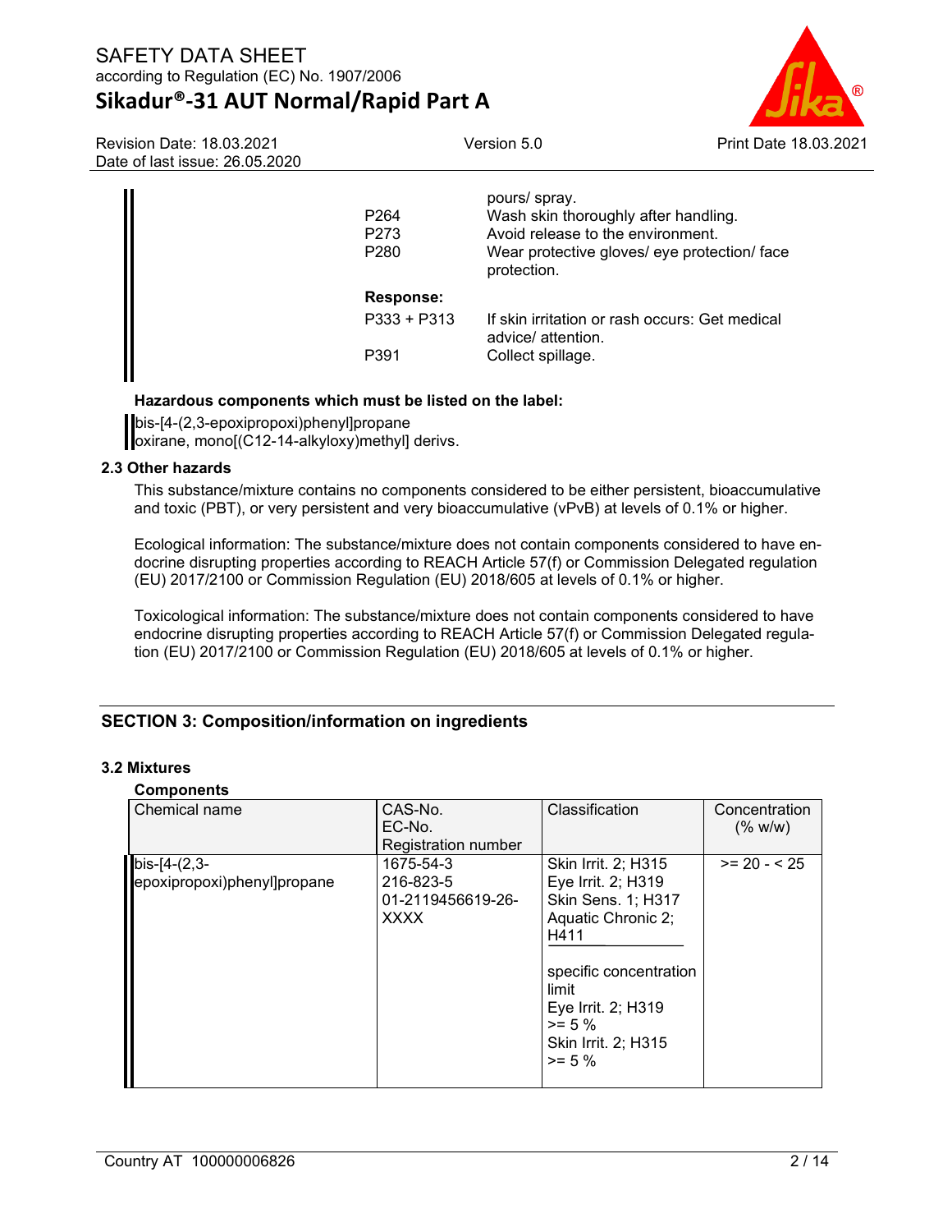| | |
|---|---|
| | pours/ spray. |
| P264 | Wash skin thoroughly after handling. |
| P273 | Avoid release to the environment. |
| P280 | Wear protective gloves/ eye protection/ face protection. |

**Response:**

| | |
|---|---|
| P333 + P313 | If skin irritation or rash occurs: Get medical advice/ attention. |
| P391 | Collect spillage. |

**Hazardous components which must be listed on the label:**

bis-[4-(2,3-epoxipropoxi)phenyl]propane
oxirane, mono[(C12-14-alkyloxy)methyl] derivs.

### 2.3 Other hazards

This substance/mixture contains no components considered to be either persistent, bioaccumulative and toxic (PBT), or very persistent and very bioaccumulative (vPvB) at levels of 0.1% or higher.

Ecological information: The substance/mixture does not contain components considered to have endocrine disrupting properties according to REACH Article 57(f) or Commission Delegated regulation (EU) 2017/2100 or Commission Regulation (EU) 2018/605 at levels of 0.1% or higher.

Toxicological information: The substance/mixture does not contain components considered to have endocrine disrupting properties according to REACH Article 57(f) or Commission Delegated regulation (EU) 2017/2100 or Commission Regulation (EU) 2018/605 at levels of 0.1% or higher.

## SECTION 3: Composition/information on ingredients

### 3.2 Mixtures

**Components**

| Chemical name | CAS-No.<br>EC-No.<br>Registration number | Classification | Concentration (% w/w) |
|---|---|---|---|
| bis-[4-(2,3-epoxipropoxi)phenyl]propane | 1675-54-3<br>216-823-5<br>01-2119456619-26-XXXX | Skin Irrit. 2; H315<br>Eye Irrit. 2; H319<br>Skin Sens. 1; H317<br>Aquatic Chronic 2; H411<br><br>specific concentration limit<br>Eye Irrit. 2; H319<br>>= 5 %<br>Skin Irrit. 2; H315<br>>= 5 % | >= 20 - < 25 |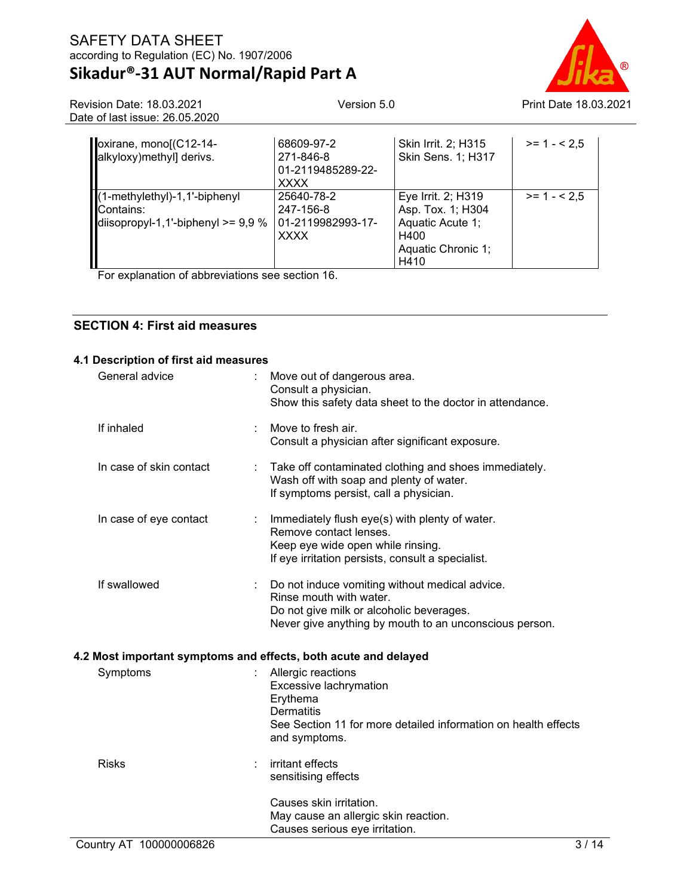| | | | |
|---|---|---|---|
| oxirane, mono[(C12-14-alkyloxy)methyl] derivs. | 68609-97-2<br>271-846-8<br>01-2119485289-22-XXXX | Skin Irrit. 2; H315<br>Skin Sens. 1; H317 | >= 1 - < 2,5 |
| (1-methylethyl)-1,1'-biphenyl<br>Contains:<br>diisopropyl-1,1'-biphenyl >= 9,9 % | 25640-78-2<br>247-156-8<br>01-2119982993-17-XXXX | Eye Irrit. 2; H319<br>Asp. Tox. 1; H304<br>Aquatic Acute 1; H400<br>Aquatic Chronic 1; H410 | >= 1 - < 2,5 |

For explanation of abbreviations see section 16.

## SECTION 4: First aid measures

### 4.1 Description of first aid measures

| | | |
|---|---|---|
| General advice | : | Move out of dangerous area.<br>Consult a physician.<br>Show this safety data sheet to the doctor in attendance. |
| If inhaled | : | Move to fresh air.<br>Consult a physician after significant exposure. |
| In case of skin contact | : | Take off contaminated clothing and shoes immediately.<br>Wash off with soap and plenty of water.<br>If symptoms persist, call a physician. |
| In case of eye contact | : | Immediately flush eye(s) with plenty of water.<br>Remove contact lenses.<br>Keep eye wide open while rinsing.<br>If eye irritation persists, consult a specialist. |
| If swallowed | : | Do not induce vomiting without medical advice.<br>Rinse mouth with water.<br>Do not give milk or alcoholic beverages.<br>Never give anything by mouth to an unconscious person. |

### 4.2 Most important symptoms and effects, both acute and delayed

| | | |
|---|---|---|
| Symptoms | : | Allergic reactions<br>Excessive lachrymation<br>Erythema<br>Dermatitis<br>See Section 11 for more detailed information on health effects and symptoms. |
| Risks | : | irritant effects<br>sensitising effects<br><br>Causes skin irritation.<br>May cause an allergic skin reaction.<br>Causes serious eye irritation. |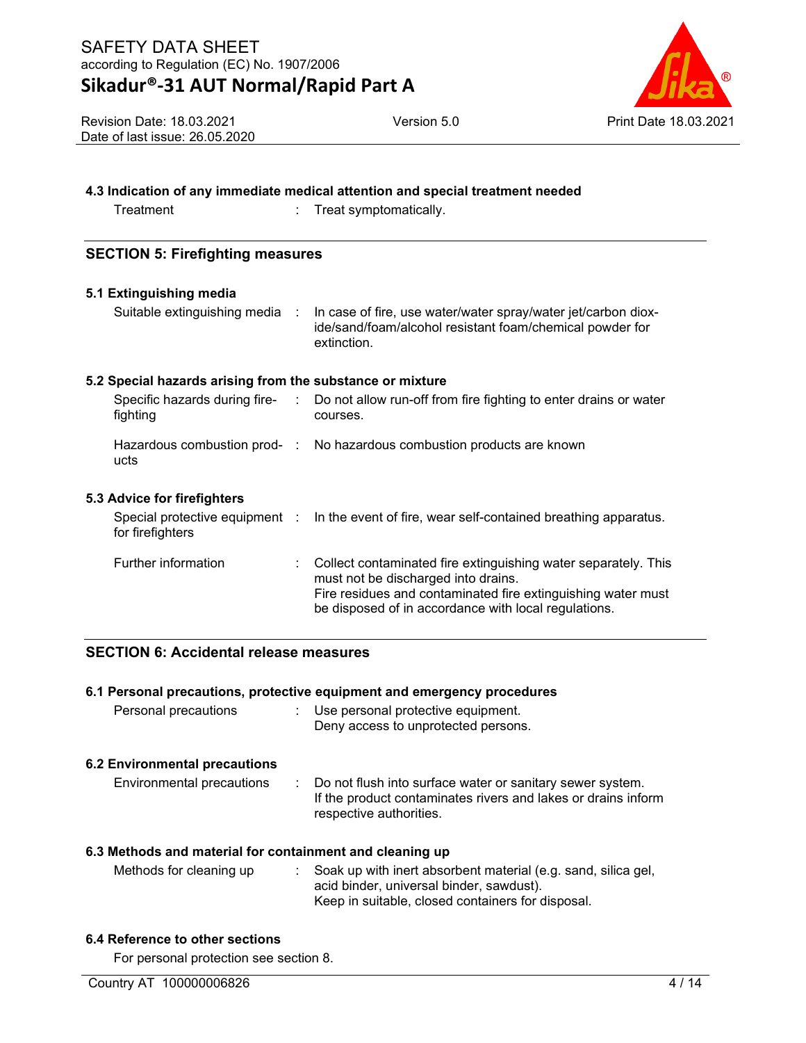### 4.3 Indication of any immediate medical attention and special treatment needed

Treatment : Treat symptomatically.

## SECTION 5: Firefighting measures

### 5.1 Extinguishing media

Suitable extinguishing media : In case of fire, use water/water spray/water jet/carbon dioxide/sand/foam/alcohol resistant foam/chemical powder for extinction.

### 5.2 Special hazards arising from the substance or mixture

Specific hazards during firefighting : Do not allow run-off from fire fighting to enter drains or water courses.

Hazardous combustion products : No hazardous combustion products are known

### 5.3 Advice for firefighters

Special protective equipment for firefighters : In the event of fire, wear self-contained breathing apparatus.

Further information : Collect contaminated fire extinguishing water separately. This must not be discharged into drains.
Fire residues and contaminated fire extinguishing water must be disposed of in accordance with local regulations.

## SECTION 6: Accidental release measures

### 6.1 Personal precautions, protective equipment and emergency procedures

Personal precautions : Use personal protective equipment.
Deny access to unprotected persons.

### 6.2 Environmental precautions

Environmental precautions : Do not flush into surface water or sanitary sewer system.
If the product contaminates rivers and lakes or drains inform respective authorities.

### 6.3 Methods and material for containment and cleaning up

Methods for cleaning up : Soak up with inert absorbent material (e.g. sand, silica gel, acid binder, universal binder, sawdust).
Keep in suitable, closed containers for disposal.

### 6.4 Reference to other sections

For personal protection see section 8.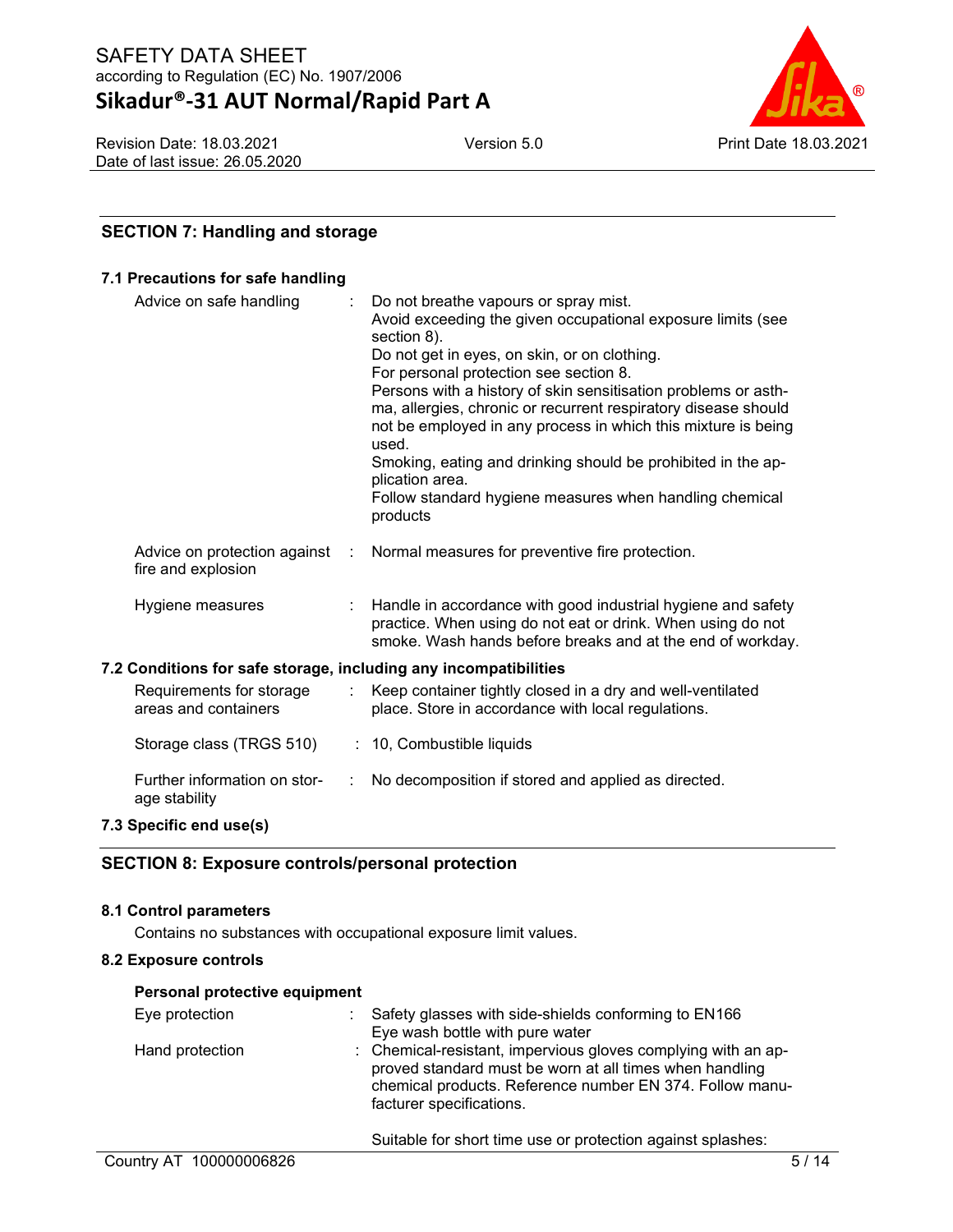## SECTION 7: Handling and storage

### 7.1 Precautions for safe handling

| | |
|---|---|
| Advice on safe handling | Do not breathe vapours or spray mist.<br>Avoid exceeding the given occupational exposure limits (see section 8).<br>Do not get in eyes, on skin, or on clothing.<br>For personal protection see section 8.<br>Persons with a history of skin sensitisation problems or asthma, allergies, chronic or recurrent respiratory disease should not be employed in any process in which this mixture is being used.<br>Smoking, eating and drinking should be prohibited in the application area.<br>Follow standard hygiene measures when handling chemical products |
| Advice on protection against fire and explosion | Normal measures for preventive fire protection. |
| Hygiene measures | Handle in accordance with good industrial hygiene and safety practice. When using do not eat or drink. When using do not smoke. Wash hands before breaks and at the end of workday. |

### 7.2 Conditions for safe storage, including any incompatibilities

| | |
|---|---|
| Requirements for storage areas and containers | Keep container tightly closed in a dry and well-ventilated place. Store in accordance with local regulations. |
| Storage class (TRGS 510) | 10, Combustible liquids |
| Further information on storage stability | No decomposition if stored and applied as directed. |

### 7.3 Specific end use(s)

## SECTION 8: Exposure controls/personal protection

### 8.1 Control parameters

Contains no substances with occupational exposure limit values.

### 8.2 Exposure controls

**Personal protective equipment**

| | |
|---|---|
| Eye protection | Safety glasses with side-shields conforming to EN166<br>Eye wash bottle with pure water |
| Hand protection | Chemical-resistant, impervious gloves complying with an approved standard must be worn at all times when handling chemical products. Reference number EN 374. Follow manufacturer specifications.<br><br>Suitable for short time use or protection against splashes: |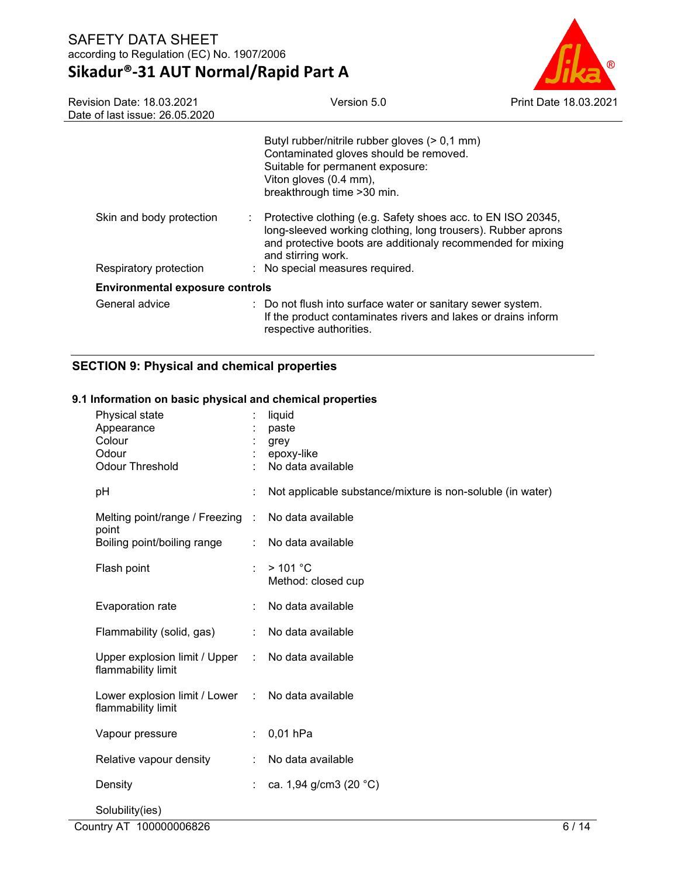Butyl rubber/nitrile rubber gloves (> 0,1 mm)
Contaminated gloves should be removed.
Suitable for permanent exposure:
Viton gloves (0.4 mm),
breakthrough time >30 min.

| | | |
|---|---|---|
| Skin and body protection | : | Protective clothing (e.g. Safety shoes acc. to EN ISO 20345, long-sleeved working clothing, long trousers). Rubber aprons and protective boots are additionaly recommended for mixing and stirring work. |
| Respiratory protection | : | No special measures required. |

**Environmental exposure controls**

| | | |
|---|---|---|
| General advice | : | Do not flush into surface water or sanitary sewer system. If the product contaminates rivers and lakes or drains inform respective authorities. |

## SECTION 9: Physical and chemical properties

### 9.1 Information on basic physical and chemical properties

| | | |
|---|---|---|
| Physical state | : | liquid |
| Appearance | : | paste |
| Colour | : | grey |
| Odour | : | epoxy-like |
| Odour Threshold | : | No data available |
| pH | : | Not applicable substance/mixture is non-soluble (in water) |
| Melting point/range / Freezing point | : | No data available |
| Boiling point/boiling range | : | No data available |
| Flash point | : | > 101 °C<br>Method: closed cup |
| Evaporation rate | : | No data available |
| Flammability (solid, gas) | : | No data available |
| Upper explosion limit / Upper flammability limit | : | No data available |
| Lower explosion limit / Lower flammability limit | : | No data available |
| Vapour pressure | : | 0,01 hPa |
| Relative vapour density | : | No data available |
| Density | : | ca. 1,94 g/cm3 (20 °C) |

Solubility(ies)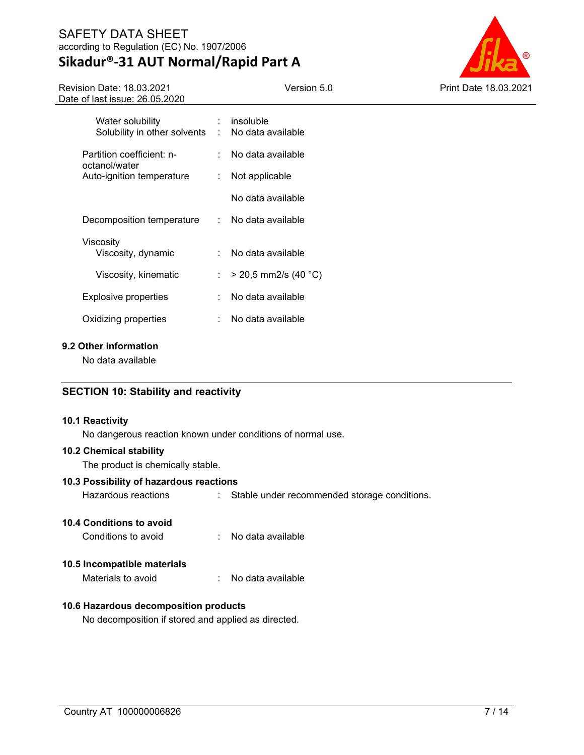| | | |
|---|---|---|
| Water solubility | : | insoluble |
| Solubility in other solvents | : | No data available |
| Partition coefficient: n-octanol/water | : | No data available |
| Auto-ignition temperature | : | Not applicable |
| | | No data available |
| Decomposition temperature | : | No data available |
| Viscosity | | |
| Viscosity, dynamic | : | No data available |
| Viscosity, kinematic | : | > 20,5 mm2/s (40 °C) |
| Explosive properties | : | No data available |
| Oxidizing properties | : | No data available |

### 9.2 Other information

No data available

## SECTION 10: Stability and reactivity

### 10.1 Reactivity

No dangerous reaction known under conditions of normal use.

### 10.2 Chemical stability

The product is chemically stable.

### 10.3 Possibility of hazardous reactions

Hazardous reactions : Stable under recommended storage conditions.

### 10.4 Conditions to avoid

Conditions to avoid : No data available

### 10.5 Incompatible materials

Materials to avoid : No data available

### 10.6 Hazardous decomposition products

No decomposition if stored and applied as directed.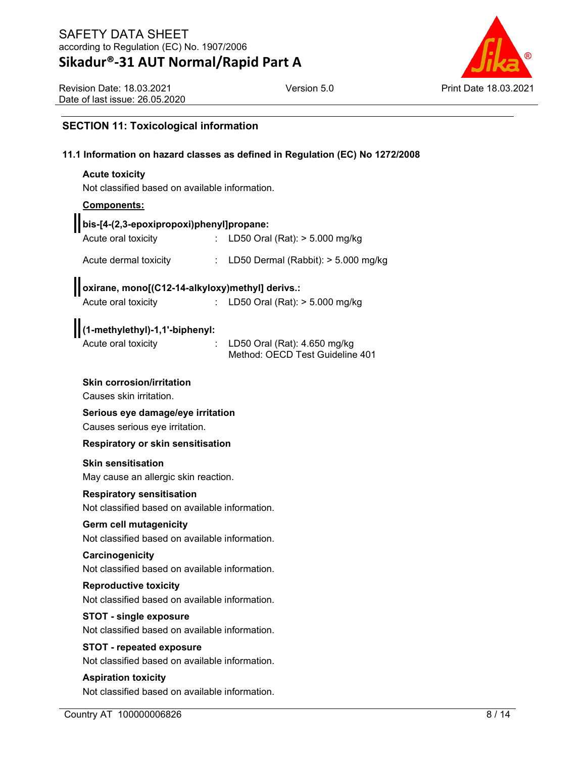## SECTION 11: Toxicological information

### 11.1 Information on hazard classes as defined in Regulation (EC) No 1272/2008

**Acute toxicity**

Not classified based on available information.

**Components:**

**bis-[4-(2,3-epoxipropoxi)phenyl]propane:**

| | | |
|---|---|---|
| Acute oral toxicity | : | LD50 Oral (Rat): > 5.000 mg/kg |
| Acute dermal toxicity | : | LD50 Dermal (Rabbit): > 5.000 mg/kg |

**oxirane, mono[(C12-14-alkyloxy)methyl] derivs.:**

| | | |
|---|---|---|
| Acute oral toxicity | : | LD50 Oral (Rat): > 5.000 mg/kg |

**(1-methylethyl)-1,1'-biphenyl:**

| | | |
|---|---|---|
| Acute oral toxicity | : | LD50 Oral (Rat): 4.650 mg/kg<br>Method: OECD Test Guideline 401 |

**Skin corrosion/irritation**

Causes skin irritation.

**Serious eye damage/eye irritation**

Causes serious eye irritation.

**Respiratory or skin sensitisation**

**Skin sensitisation**

May cause an allergic skin reaction.

**Respiratory sensitisation**

Not classified based on available information.

**Germ cell mutagenicity**

Not classified based on available information.

**Carcinogenicity**

Not classified based on available information.

**Reproductive toxicity**

Not classified based on available information.

**STOT - single exposure**

Not classified based on available information.

**STOT - repeated exposure**

Not classified based on available information.

**Aspiration toxicity**

Not classified based on available information.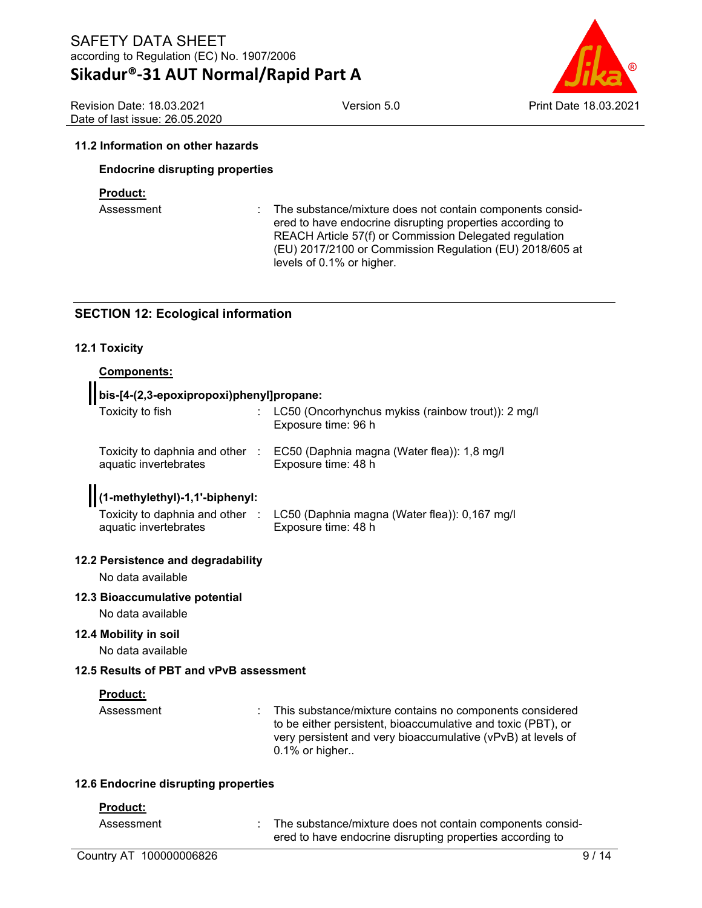### 11.2 Information on other hazards

**Endocrine disrupting properties**

**Product:**

| | |
|---|---|
| Assessment | : The substance/mixture does not contain components considered to have endocrine disrupting properties according to REACH Article 57(f) or Commission Delegated regulation (EU) 2017/2100 or Commission Regulation (EU) 2018/605 at levels of 0.1% or higher. |

## SECTION 12: Ecological information

### 12.1 Toxicity

**Components:**

**bis-[4-(2,3-epoxipropoxi)phenyl]propane:**

| | |
|---|---|
| Toxicity to fish | : LC50 (Oncorhynchus mykiss (rainbow trout)): 2 mg/l<br>Exposure time: 96 h |
| Toxicity to daphnia and other aquatic invertebrates | : EC50 (Daphnia magna (Water flea)): 1,8 mg/l<br>Exposure time: 48 h |

**(1-methylethyl)-1,1'-biphenyl:**

| | |
|---|---|
| Toxicity to daphnia and other aquatic invertebrates | : LC50 (Daphnia magna (Water flea)): 0,167 mg/l<br>Exposure time: 48 h |

### 12.2 Persistence and degradability

No data available

### 12.3 Bioaccumulative potential

No data available

### 12.4 Mobility in soil

No data available

### 12.5 Results of PBT and vPvB assessment

**Product:**

| | |
|---|---|
| Assessment | : This substance/mixture contains no components considered to be either persistent, bioaccumulative and toxic (PBT), or very persistent and very bioaccumulative (vPvB) at levels of 0.1% or higher.. |

### 12.6 Endocrine disrupting properties

**Product:**

| | |
|---|---|
| Assessment | : The substance/mixture does not contain components considered to have endocrine disrupting properties according to |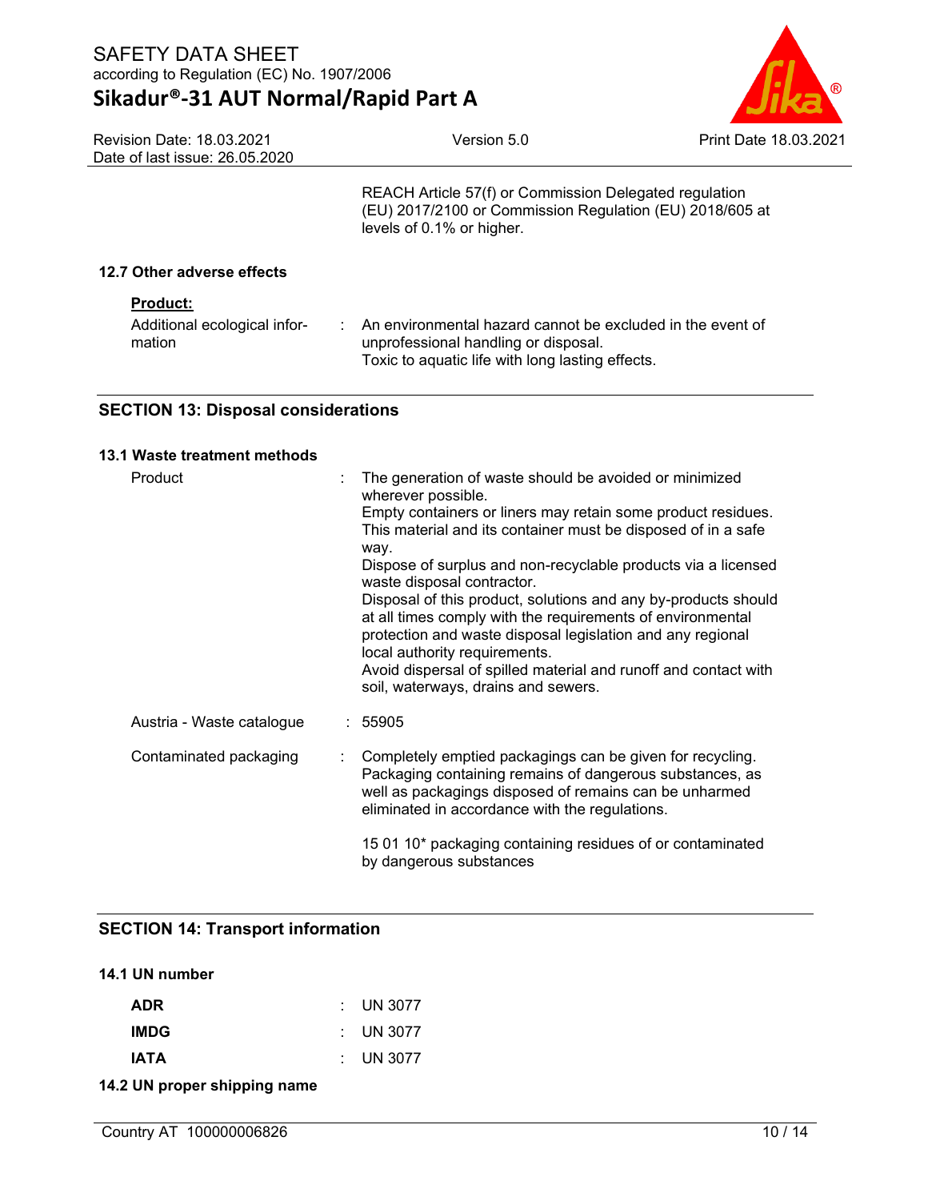REACH Article 57(f) or Commission Delegated regulation (EU) 2017/2100 or Commission Regulation (EU) 2018/605 at levels of 0.1% or higher.

### 12.7 Other adverse effects

**Product:**

| | |
|---|---|
| Additional ecological information | An environmental hazard cannot be excluded in the event of unprofessional handling or disposal. Toxic to aquatic life with long lasting effects. |

## SECTION 13: Disposal considerations

### 13.1 Waste treatment methods

| | |
|---|---|
| Product | The generation of waste should be avoided or minimized wherever possible. Empty containers or liners may retain some product residues. This material and its container must be disposed of in a safe way. Dispose of surplus and non-recyclable products via a licensed waste disposal contractor. Disposal of this product, solutions and any by-products should at all times comply with the requirements of environmental protection and waste disposal legislation and any regional local authority requirements. Avoid dispersal of spilled material and runoff and contact with soil, waterways, drains and sewers. |
| Austria - Waste catalogue | 55905 |
| Contaminated packaging | Completely emptied packagings can be given for recycling. Packaging containing remains of dangerous substances, as well as packagings disposed of remains can be unharmed eliminated in accordance with the regulations.<br><br>15 01 10* packaging containing residues of or contaminated by dangerous substances |

## SECTION 14: Transport information

### 14.1 UN number

| | |
|---|---|
| **ADR** | UN 3077 |
| **IMDG** | UN 3077 |
| **IATA** | UN 3077 |

### 14.2 UN proper shipping name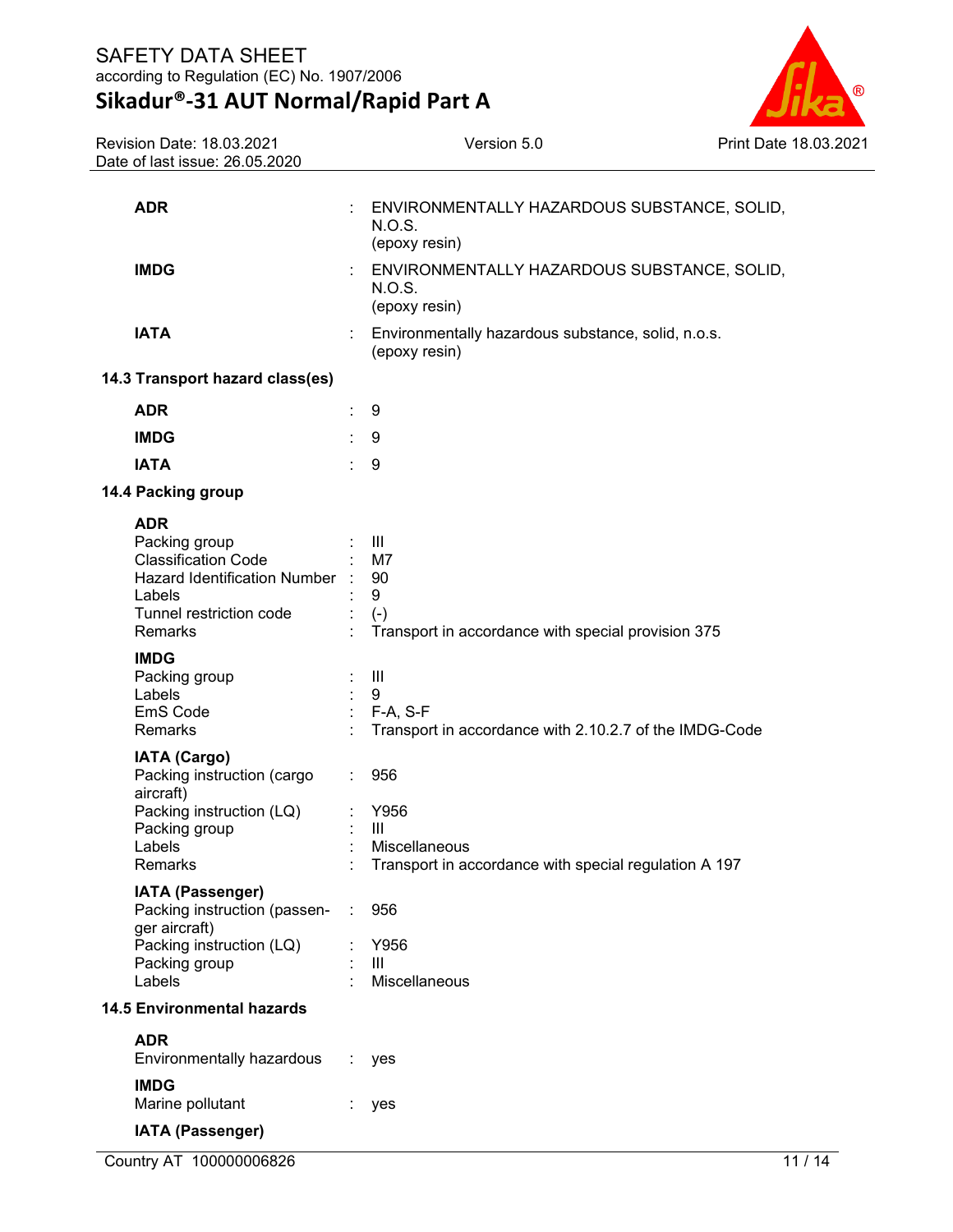| | | |
|---|---|---|
| **ADR** | : | ENVIRONMENTALLY HAZARDOUS SUBSTANCE, SOLID, N.O.S. (epoxy resin) |
| **IMDG** | : | ENVIRONMENTALLY HAZARDOUS SUBSTANCE, SOLID, N.O.S. (epoxy resin) |
| **IATA** | : | Environmentally hazardous substance, solid, n.o.s. (epoxy resin) |

**14.3 Transport hazard class(es)**

| | | |
|---|---|---|
| **ADR** | : | 9 |
| **IMDG** | : | 9 |
| **IATA** | : | 9 |

**14.4 Packing group**

**ADR**

| | | |
|---|---|---|
| Packing group | : | III |
| Classification Code | : | M7 |
| Hazard Identification Number | : | 90 |
| Labels | : | 9 |
| Tunnel restriction code | : | (-) |
| Remarks | : | Transport in accordance with special provision 375 |

**IMDG**

| | | |
|---|---|---|
| Packing group | : | III |
| Labels | : | 9 |
| EmS Code | : | F-A, S-F |
| Remarks | : | Transport in accordance with 2.10.2.7 of the IMDG-Code |

**IATA (Cargo)**

| | | |
|---|---|---|
| Packing instruction (cargo aircraft) | : | 956 |
| Packing instruction (LQ) | : | Y956 |
| Packing group | : | III |
| Labels | : | Miscellaneous |
| Remarks | : | Transport in accordance with special regulation A 197 |

**IATA (Passenger)**

| | | |
|---|---|---|
| Packing instruction (passenger aircraft) | : | 956 |
| Packing instruction (LQ) | : | Y956 |
| Packing group | : | III |
| Labels | : | Miscellaneous |

**14.5 Environmental hazards**

**ADR**

| | | |
|---|---|---|
| Environmentally hazardous | : | yes |

**IMDG**

| | | |
|---|---|---|
| Marine pollutant | : | yes |

**IATA (Passenger)**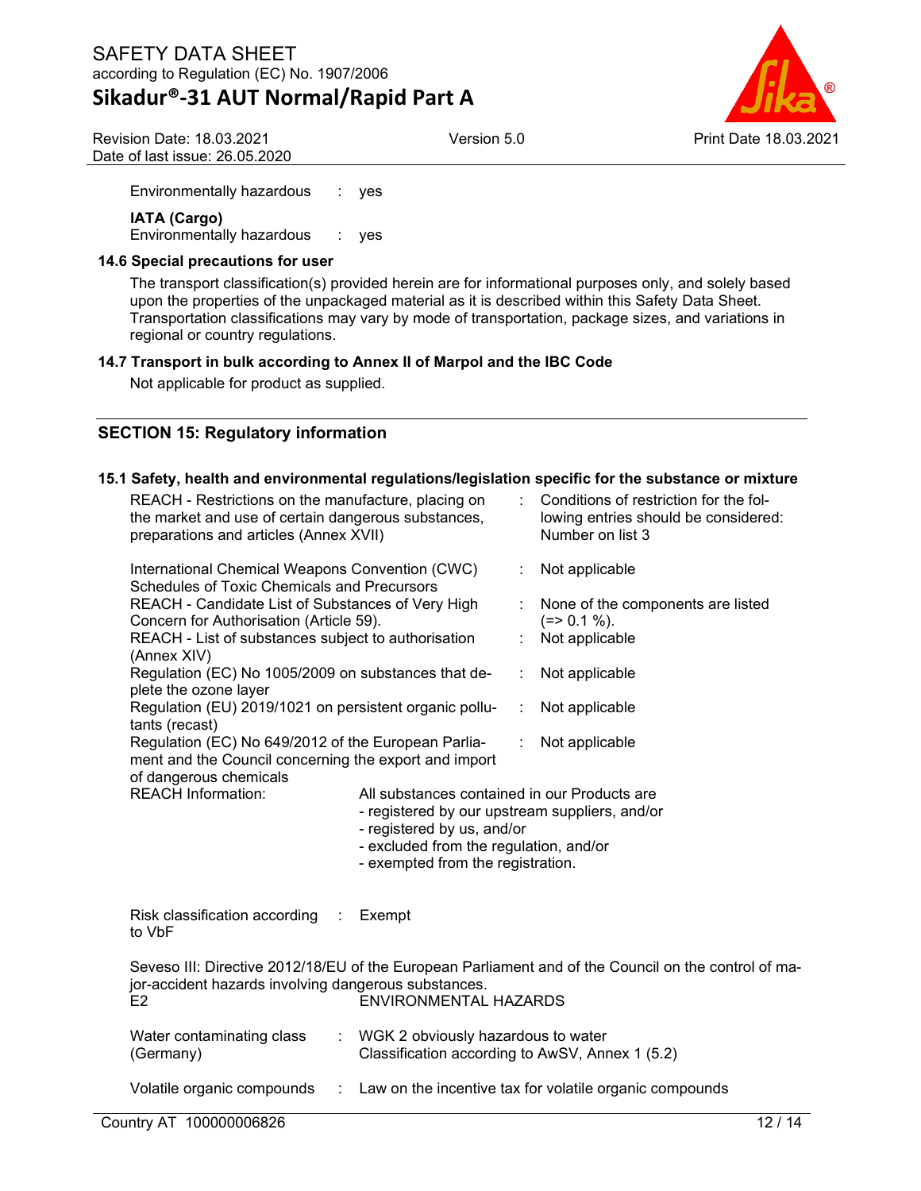Environmentally hazardous : yes

**IATA (Cargo)**
Environmentally hazardous : yes

### 14.6 Special precautions for user

The transport classification(s) provided herein are for informational purposes only, and solely based upon the properties of the unpackaged material as it is described within this Safety Data Sheet. Transportation classifications may vary by mode of transportation, package sizes, and variations in regional or country regulations.

### 14.7 Transport in bulk according to Annex II of Marpol and the IBC Code

Not applicable for product as supplied.

## SECTION 15: Regulatory information

### 15.1 Safety, health and environmental regulations/legislation specific for the substance or mixture

| | |
|---|---|
| REACH - Restrictions on the manufacture, placing on the market and use of certain dangerous substances, preparations and articles (Annex XVII) | Conditions of restriction for the following entries should be considered: Number on list 3 |
| International Chemical Weapons Convention (CWC) Schedules of Toxic Chemicals and Precursors | Not applicable |
| REACH - Candidate List of Substances of Very High Concern for Authorisation (Article 59). | None of the components are listed (=> 0.1 %). |
| REACH - List of substances subject to authorisation (Annex XIV) | Not applicable |
| Regulation (EC) No 1005/2009 on substances that deplete the ozone layer | Not applicable |
| Regulation (EU) 2019/1021 on persistent organic pollutants (recast) | Not applicable |
| Regulation (EC) No 649/2012 of the European Parliament and the Council concerning the export and import of dangerous chemicals | Not applicable |

REACH Information: All substances contained in our Products are
- registered by our upstream suppliers, and/or
- registered by us, and/or
- excluded from the regulation, and/or
- exempted from the registration.

Risk classification according to VbF : Exempt

Seveso III: Directive 2012/18/EU of the European Parliament and of the Council on the control of major-accident hazards involving dangerous substances.
E2 ENVIRONMENTAL HAZARDS

Water contaminating class (Germany) : WGK 2 obviously hazardous to water
Classification according to AwSV, Annex 1 (5.2)

Volatile organic compounds : Law on the incentive tax for volatile organic compounds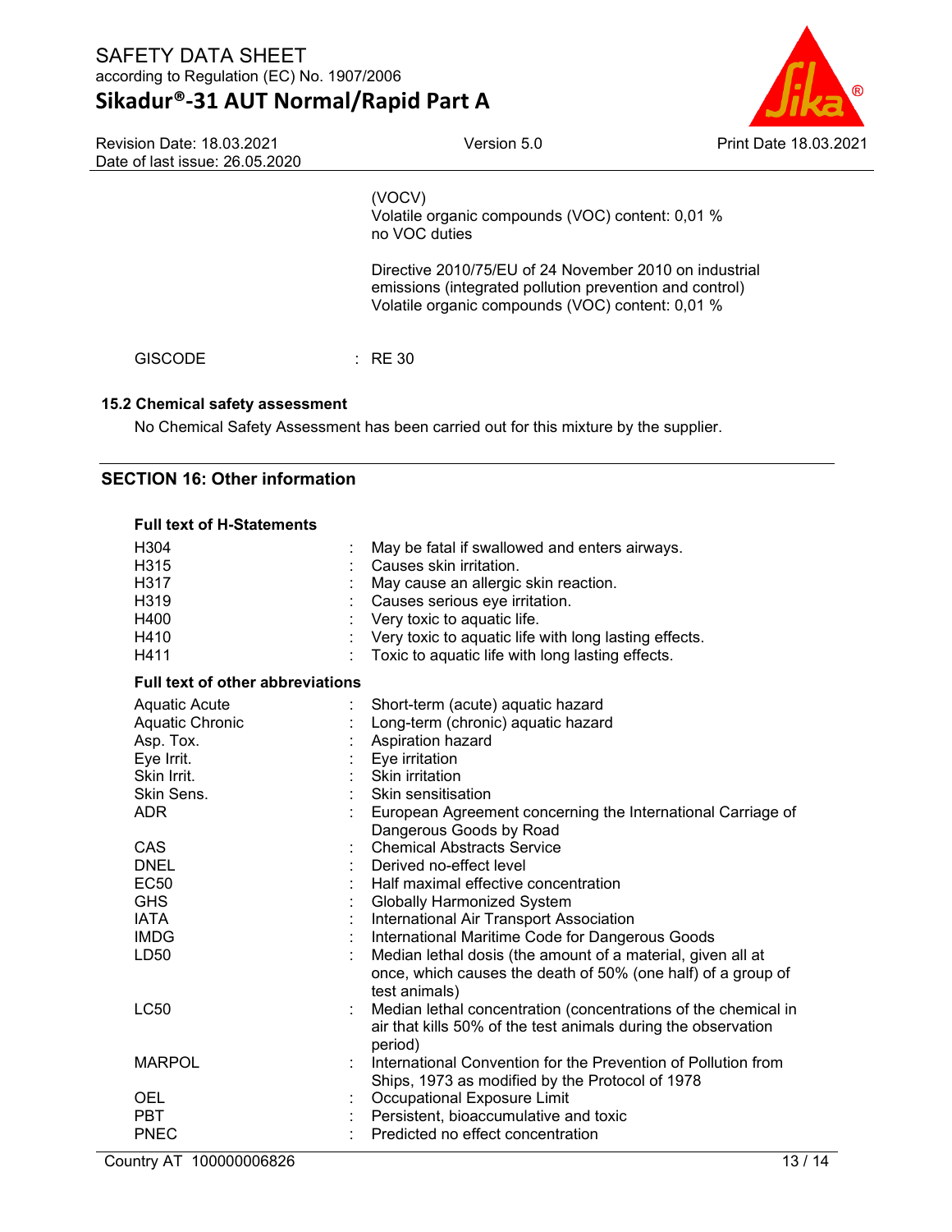(VOCV)
Volatile organic compounds (VOC) content: 0,01 %
no VOC duties

Directive 2010/75/EU of 24 November 2010 on industrial emissions (integrated pollution prevention and control)
Volatile organic compounds (VOC) content: 0,01 %

GISCODE : RE 30

### 15.2 Chemical safety assessment

No Chemical Safety Assessment has been carried out for this mixture by the supplier.

## SECTION 16: Other information

**Full text of H-Statements**

| | | |
|---|---|---|
| H304 | : | May be fatal if swallowed and enters airways. |
| H315 | : | Causes skin irritation. |
| H317 | : | May cause an allergic skin reaction. |
| H319 | : | Causes serious eye irritation. |
| H400 | : | Very toxic to aquatic life. |
| H410 | : | Very toxic to aquatic life with long lasting effects. |
| H411 | : | Toxic to aquatic life with long lasting effects. |

**Full text of other abbreviations**

| | | |
|---|---|---|
| Aquatic Acute | : | Short-term (acute) aquatic hazard |
| Aquatic Chronic | : | Long-term (chronic) aquatic hazard |
| Asp. Tox. | : | Aspiration hazard |
| Eye Irrit. | : | Eye irritation |
| Skin Irrit. | : | Skin irritation |
| Skin Sens. | : | Skin sensitisation |
| ADR | : | European Agreement concerning the International Carriage of Dangerous Goods by Road |
| CAS | : | Chemical Abstracts Service |
| DNEL | : | Derived no-effect level |
| EC50 | : | Half maximal effective concentration |
| GHS | : | Globally Harmonized System |
| IATA | : | International Air Transport Association |
| IMDG | : | International Maritime Code for Dangerous Goods |
| LD50 | : | Median lethal dosis (the amount of a material, given all at once, which causes the death of 50% (one half) of a group of test animals) |
| LC50 | : | Median lethal concentration (concentrations of the chemical in air that kills 50% of the test animals during the observation period) |
| MARPOL | : | International Convention for the Prevention of Pollution from Ships, 1973 as modified by the Protocol of 1978 |
| OEL | : | Occupational Exposure Limit |
| PBT | : | Persistent, bioaccumulative and toxic |
| PNEC | : | Predicted no effect concentration |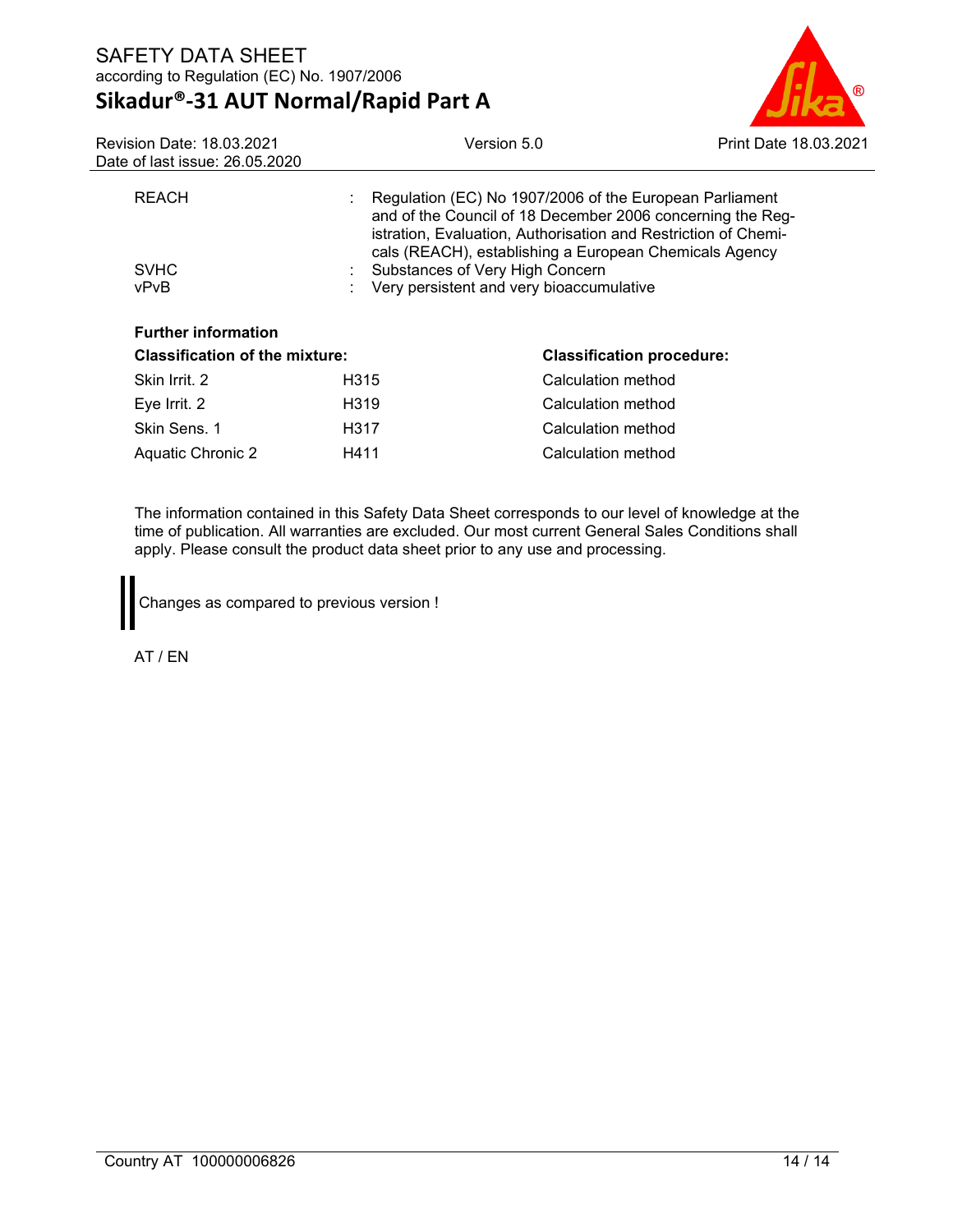| | | |
|---|---|---|
| REACH | : | Regulation (EC) No 1907/2006 of the European Parliament and of the Council of 18 December 2006 concerning the Registration, Evaluation, Authorisation and Restriction of Chemicals (REACH), establishing a European Chemicals Agency |
| SVHC | : | Substances of Very High Concern |
| vPvB | : | Very persistent and very bioaccumulative |

**Further information**

| Classification of the mixture: | | Classification procedure: |
|---|---|---|
| Skin Irrit. 2 | H315 | Calculation method |
| Eye Irrit. 2 | H319 | Calculation method |
| Skin Sens. 1 | H317 | Calculation method |
| Aquatic Chronic 2 | H411 | Calculation method |

The information contained in this Safety Data Sheet corresponds to our level of knowledge at the time of publication. All warranties are excluded. Our most current General Sales Conditions shall apply. Please consult the product data sheet prior to any use and processing.

Changes as compared to previous version !

AT / EN